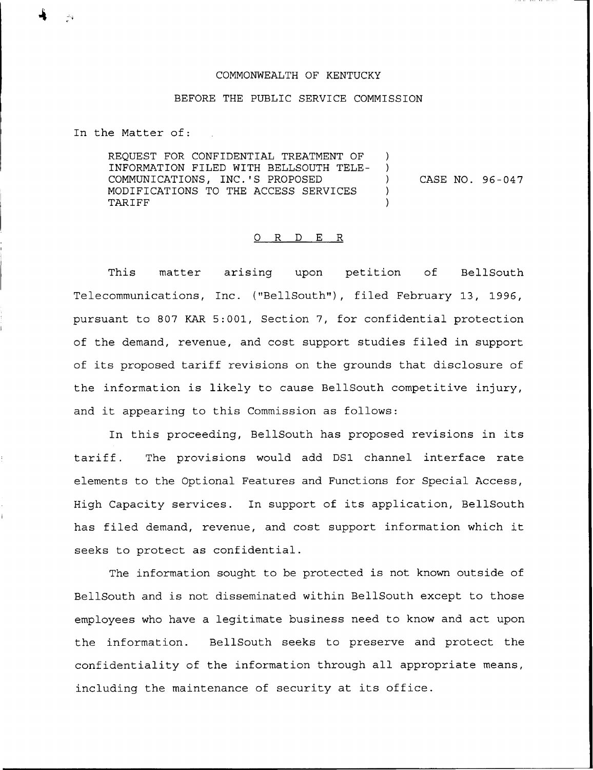COMMONWEALTH OF KENTUCKY

BEFORE THE PUBLIC SERVICE COMMISSION

In the Matter of:

| | | |
|---|---|---|
| REQUEST FOR CONFIDENTIAL TREATMENT OF INFORMATION FILED WITH BELLSOUTH TELECOMMUNICATIONS, INC.'S PROPOSED MODIFICATIONS TO THE ACCESS SERVICES TARIFF | ) | CASE NO. 96-047 |

O R D E R

This matter arising upon petition of BellSouth Telecommunications, Inc. ("BellSouth"), filed February 13, 1996, pursuant to 807 KAR 5:001, Section 7, for confidential protection of the demand, revenue, and cost support studies filed in support of its proposed tariff revisions on the grounds that disclosure of the information is likely to cause BellSouth competitive injury, and it appearing to this Commission as follows:

In this proceeding, BellSouth has proposed revisions in its tariff. The provisions would add DS1 channel interface rate elements to the Optional Features and Functions for Special Access, High Capacity services. In support of its application, BellSouth has filed demand, revenue, and cost support information which it seeks to protect as confidential.

The information sought to be protected is not known outside of BellSouth and is not disseminated within BellSouth except to those employees who have a legitimate business need to know and act upon the information. BellSouth seeks to preserve and protect the confidentiality of the information through all appropriate means, including the maintenance of security at its office.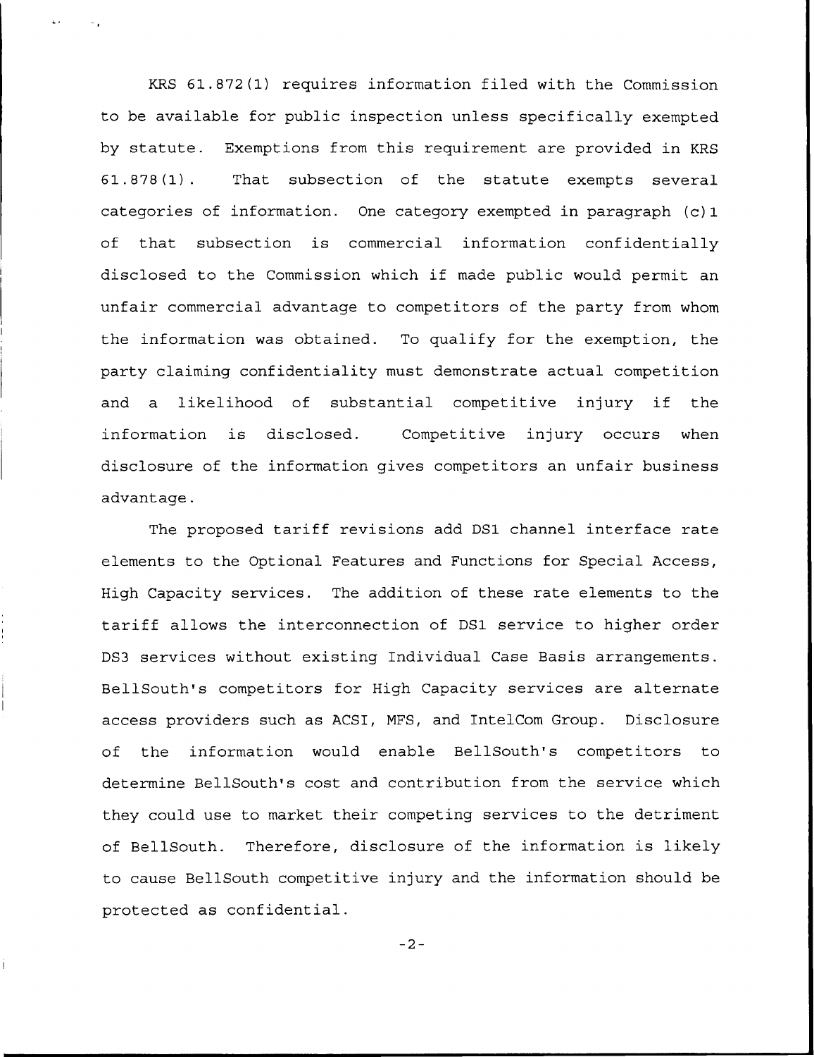KRS 61.872(1) requires information filed with the Commission to be available for public inspection unless specifically exempted by statute. Exemptions from this requirement are provided in KRS 61.878(1). That subsection of the statute exempts several categories of information. One category exempted in paragraph (c)1 of that subsection is commercial information confidentially disclosed to the Commission which if made public would permit an unfair commercial advantage to competitors of the party from whom the information was obtained. To qualify for the exemption, the party claiming confidentiality must demonstrate actual competition and a likelihood of substantial competitive injury if the information is disclosed. Competitive injury occurs when disclosure of the information gives competitors an unfair business advantage.

The proposed tariff revisions add DS1 channel interface rate elements to the Optional Features and Functions for Special Access, High Capacity services. The addition of these rate elements to the tariff allows the interconnection of DS1 service to higher order DS3 services without existing Individual Case Basis arrangements. BellSouth's competitors for High Capacity services are alternate access providers such as ACSI, MFS, and IntelCom Group. Disclosure of the information would enable BellSouth's competitors to determine BellSouth's cost and contribution from the service which they could use to market their competing services to the detriment of BellSouth. Therefore, disclosure of the information is likely to cause BellSouth competitive injury and the information should be protected as confidential.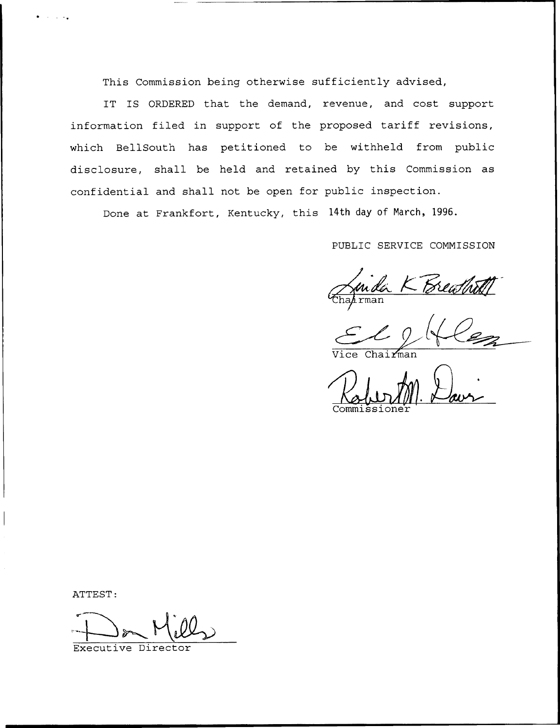This Commission being otherwise sufficiently advised,

IT IS ORDERED that the demand, revenue, and cost support information filed in support of the proposed tariff revisions, which BellSouth has petitioned to be withheld from public disclosure, shall be held and retained by this Commission as confidential and shall not be open for public inspection.

Done at Frankfort, Kentucky, this 14th day of March, 1996.

PUBLIC SERVICE COMMISSION

Chairman

Vice Chairman

Commissioner

ATTEST:

Executive Director